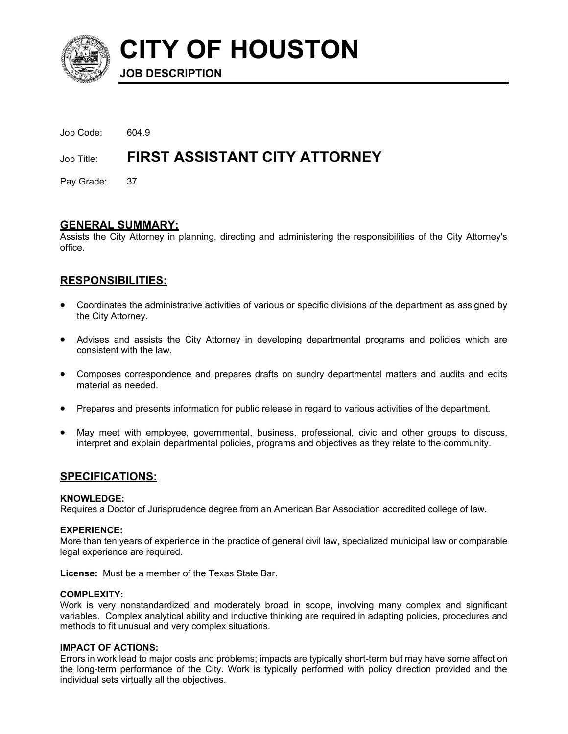# CITY OF HOUSTON

**JOB DESCRIPTION**

Job Code: 604.9

Job Title: **FIRST ASSISTANT CITY ATTORNEY**

Pay Grade: 37

## GENERAL SUMMARY:

Assists the City Attorney in planning, directing and administering the responsibilities of the City Attorney's office.

## RESPONSIBILITIES:

- Coordinates the administrative activities of various or specific divisions of the department as assigned by the City Attorney.
- Advises and assists the City Attorney in developing departmental programs and policies which are consistent with the law.
- Composes correspondence and prepares drafts on sundry departmental matters and audits and edits material as needed.
- Prepares and presents information for public release in regard to various activities of the department.
- May meet with employee, governmental, business, professional, civic and other groups to discuss, interpret and explain departmental policies, programs and objectives as they relate to the community.

## SPECIFICATIONS:

**KNOWLEDGE:**
Requires a Doctor of Jurisprudence degree from an American Bar Association accredited college of law.

**EXPERIENCE:**
More than ten years of experience in the practice of general civil law, specialized municipal law or comparable legal experience are required.

**License:** Must be a member of the Texas State Bar.

**COMPLEXITY:**
Work is very nonstandardized and moderately broad in scope, involving many complex and significant variables. Complex analytical ability and inductive thinking are required in adapting policies, procedures and methods to fit unusual and very complex situations.

**IMPACT OF ACTIONS:**
Errors in work lead to major costs and problems; impacts are typically short-term but may have some affect on the long-term performance of the City. Work is typically performed with policy direction provided and the individual sets virtually all the objectives.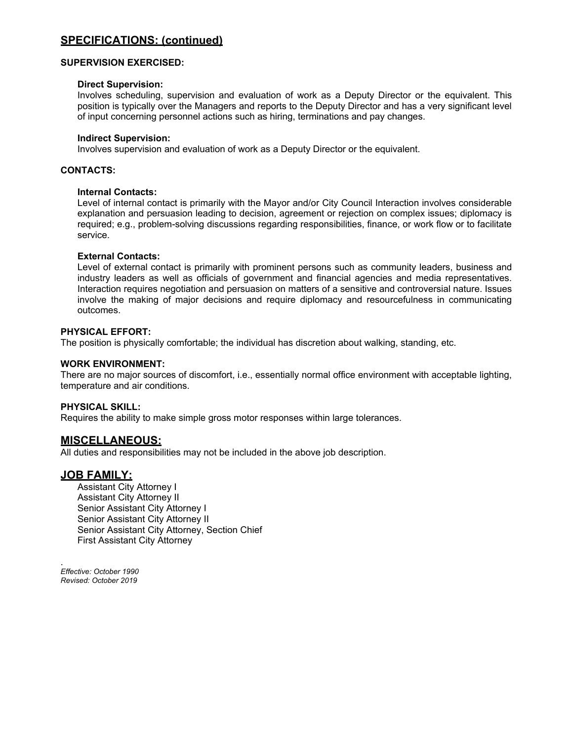## SPECIFICATIONS: (continued)

**SUPERVISION EXERCISED:**

**Direct Supervision:**
Involves scheduling, supervision and evaluation of work as a Deputy Director or the equivalent. This position is typically over the Managers and reports to the Deputy Director and has a very significant level of input concerning personnel actions such as hiring, terminations and pay changes.

**Indirect Supervision:**
Involves supervision and evaluation of work as a Deputy Director or the equivalent.

**CONTACTS:**

**Internal Contacts:**
Level of internal contact is primarily with the Mayor and/or City Council Interaction involves considerable explanation and persuasion leading to decision, agreement or rejection on complex issues; diplomacy is required; e.g., problem-solving discussions regarding responsibilities, finance, or work flow or to facilitate service.

**External Contacts:**
Level of external contact is primarily with prominent persons such as community leaders, business and industry leaders as well as officials of government and financial agencies and media representatives. Interaction requires negotiation and persuasion on matters of a sensitive and controversial nature. Issues involve the making of major decisions and require diplomacy and resourcefulness in communicating outcomes.

**PHYSICAL EFFORT:**
The position is physically comfortable; the individual has discretion about walking, standing, etc.

**WORK ENVIRONMENT:**
There are no major sources of discomfort, i.e., essentially normal office environment with acceptable lighting, temperature and air conditions.

**PHYSICAL SKILL:**
Requires the ability to make simple gross motor responses within large tolerances.

## MISCELLANEOUS:

All duties and responsibilities may not be included in the above job description.

## JOB FAMILY:

Assistant City Attorney I
Assistant City Attorney II
Senior Assistant City Attorney I
Senior Assistant City Attorney II
Senior Assistant City Attorney, Section Chief
First Assistant City Attorney

.
*Effective: October 1990*
*Revised: October 2019*